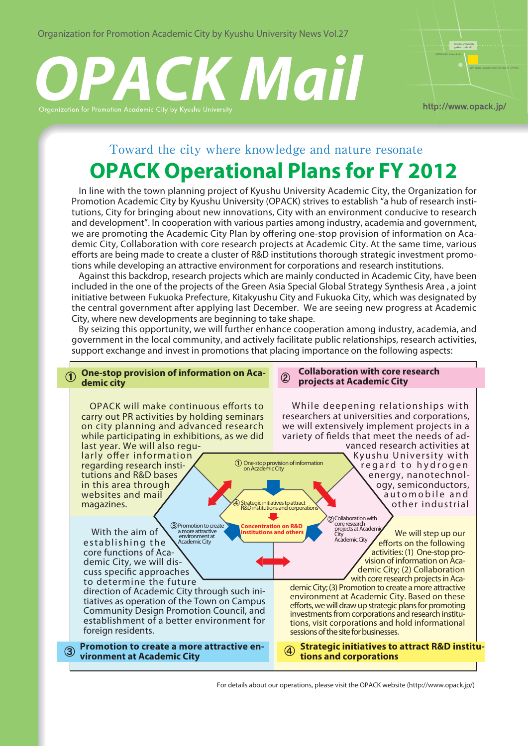Organization for Promotion Academic City by Kyushu University News Vol.27

# OPACK Mail

Organization for Promotion Academic City by Kyushu University

http://www.opack.jp/

Toward the city where knowledge and nature resonate

## OPACK Operational Plans for FY 2012

In line with the town planning project of Kyushu University Academic City, the Organization for Promotion Academic City by Kyushu University (OPACK) strives to establish "a hub of research institutions, City for bringing about new innovations, City with an environment conducive to research and development". In cooperation with various parties among industry, academia and government, we are promoting the Academic City Plan by offering one-stop provision of information on Academic City, Collaboration with core research projects at Academic City. At the same time, various efforts are being made to create a cluster of R&D institutions thorough strategic investment promotions while developing an attractive environment for corporations and research institutions.

Against this backdrop, research projects which are mainly conducted in Academic City, have been included in the one of the projects of the Green Asia Special Global Strategy Synthesis Area , a joint initiative between Fukuoka Prefecture, Kitakyushu City and Fukuoka City, which was designated by the central government after applying last December. We are seeing new progress at Academic City, where new developments are beginning to take shape.

By seizing this opportunity, we will further enhance cooperation among industry, academia, and government in the local community, and actively facilitate public relationships, research activities, support exchange and invest in promotions that placing importance on the following aspects:

### ① One-stop provision of information on Academic city

OPACK will make continuous efforts to carry out PR activities by holding seminars on city planning and advanced research while participating in exhibitions, as we did last year. We will also regularly offer information regarding research institutions and R&D bases in this area through websites and mail magazines.

### ② Collaboration with core research projects at Academic City

While deepening relationships with researchers at universities and corporations, we will extensively implement projects in a variety of fields that meet the needs of advanced research activities at Kyushu University with regard to hydrogen energy, nanotechnology, semiconductors, automobile and other industrial

### ③ Promotion to create a more attractive environment at Academic City

With the aim of establishing the core functions of Academic City, we will discuss specific approaches to determine the future direction of Academic City through such initiatives as operation of the Town on Campus Community Design Promotion Council, and establishment of a better environment for foreign residents.

### ④ Strategic initiatives to attract R&D institutions and corporations

We will step up our efforts on the following activities: (1) One-stop provision of information on Academic City; (2) Collaboration with core research projects in Academic City; (3) Promotion to create a more attractive environment at Academic City. Based on these efforts, we will draw up strategic plans for promoting investments from corporations and research institutions, visit corporations and hold informational sessions of the site for businesses.

Diagram: ① One-stop provision of information on Academic City; ② Collaboration with core research projects at Academic City; ③ Promotion to create a more attractive environment at Academic City; ④ Strategic initiatives to attract R&D institutions and corporations → Concentration on R&D institutions and others

For details about our operations, please visit the OPACK website (http://www.opack.jp/)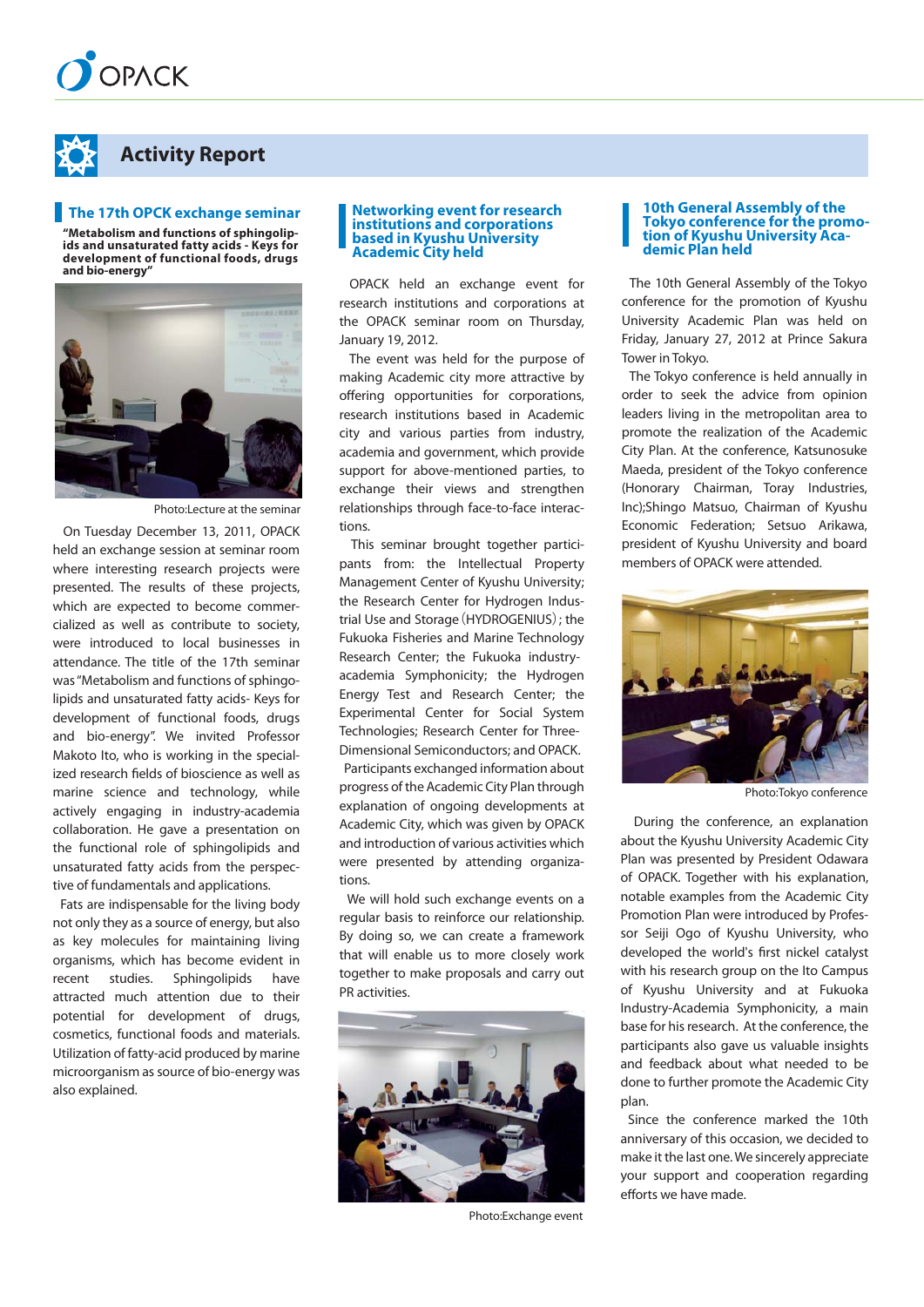# Activity Report

## The 17th OPCK exchange seminar

**"Metabolism and functions of sphingolipids and unsaturated fatty acids - Keys for development of functional foods, drugs and bio-energy"**

Photo:Lecture at the seminar

On Tuesday December 13, 2011, OPACK held an exchange session at seminar room where interesting research projects were presented. The results of these projects, which are expected to become commercialized as well as contribute to society, were introduced to local businesses in attendance. The title of the 17th seminar was "Metabolism and functions of sphingolipids and unsaturated fatty acids- Keys for development of functional foods, drugs and bio-energy". We invited Professor Makoto Ito, who is working in the specialized research fields of bioscience as well as marine science and technology, while actively engaging in industry-academia collaboration. He gave a presentation on the functional role of sphingolipids and unsaturated fatty acids from the perspective of fundamentals and applications.

Fats are indispensable for the living body not only they as a source of energy, but also as key molecules for maintaining living organisms, which has become evident in recent studies. Sphingolipids have attracted much attention due to their potential for development of drugs, cosmetics, functional foods and materials. Utilization of fatty-acid produced by marine microorganism as source of bio-energy was also explained.

## Networking event for research institutions and corporations based in Kyushu University Academic City held

OPACK held an exchange event for research institutions and corporations at the OPACK seminar room on Thursday, January 19, 2012.

The event was held for the purpose of making Academic city more attractive by offering opportunities for corporations, research institutions based in Academic city and various parties from industry, academia and government, which provide support for above-mentioned parties, to exchange their views and strengthen relationships through face-to-face interactions.

This seminar brought together participants from: the Intellectual Property Management Center of Kyushu University; the Research Center for Hydrogen Industrial Use and Storage (HYDROGENIUS); the Fukuoka Fisheries and Marine Technology Research Center; the Fukuoka industry-academia Symphonicity; the Hydrogen Energy Test and Research Center; the Experimental Center for Social System Technologies; Research Center for Three-Dimensional Semiconductors; and OPACK.

Participants exchanged information about progress of the Academic City Plan through explanation of ongoing developments at Academic City, which was given by OPACK and introduction of various activities which were presented by attending organizations.

We will hold such exchange events on a regular basis to reinforce our relationship. By doing so, we can create a framework that will enable us to more closely work together to make proposals and carry out PR activities.

Photo:Exchange event

## 10th General Assembly of the Tokyo conference for the promotion of Kyushu University Academic Plan held

The 10th General Assembly of the Tokyo conference for the promotion of Kyushu University Academic Plan was held on Friday, January 27, 2012 at Prince Sakura Tower in Tokyo.

The Tokyo conference is held annually in order to seek the advice from opinion leaders living in the metropolitan area to promote the realization of the Academic City Plan. At the conference, Katsunosuke Maeda, president of the Tokyo conference (Honorary Chairman, Toray Industries, Inc);Shingo Matsuo, Chairman of Kyushu Economic Federation; Setsuo Arikawa, president of Kyushu University and board members of OPACK were attended.

Photo:Tokyo conference

During the conference, an explanation about the Kyushu University Academic City Plan was presented by President Odawara of OPACK. Together with his explanation, notable examples from the Academic City Promotion Plan were introduced by Professor Seiji Ogo of Kyushu University, who developed the world's first nickel catalyst with his research group on the Ito Campus of Kyushu University and at Fukuoka Industry-Academia Symphonicity, a main base for his research. At the conference, the participants also gave us valuable insights and feedback about what needed to be done to further promote the Academic City plan.

Since the conference marked the 10th anniversary of this occasion, we decided to make it the last one. We sincerely appreciate your support and cooperation regarding efforts we have made.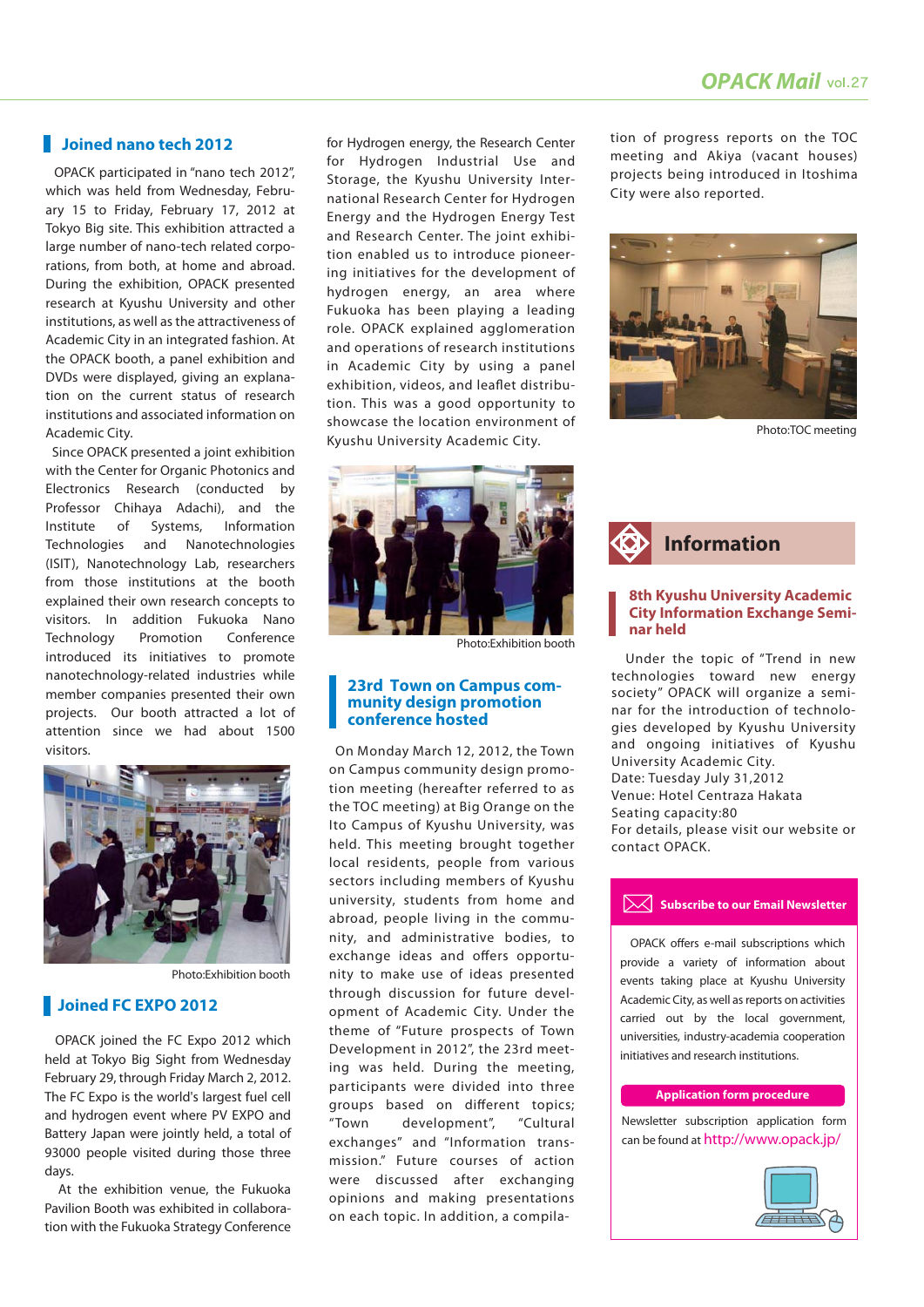## Joined nano tech 2012

OPACK participated in "nano tech 2012", which was held from Wednesday, February 15 to Friday, February 17, 2012 at Tokyo Big site. This exhibition attracted a large number of nano-tech related corporations, from both, at home and abroad. During the exhibition, OPACK presented research at Kyushu University and other institutions, as well as the attractiveness of Academic City in an integrated fashion. At the OPACK booth, a panel exhibition and DVDs were displayed, giving an explanation on the current status of research institutions and associated information on Academic City.

Since OPACK presented a joint exhibition with the Center for Organic Photonics and Electronics Research (conducted by Professor Chihaya Adachi), and the Institute of Systems, Information Technologies and Nanotechnologies (ISIT), Nanotechnology Lab, researchers from those institutions at the booth explained their own research concepts to visitors. In addition Fukuoka Nano Technology Promotion Conference introduced its initiatives to promote nanotechnology-related industries while member companies presented their own projects. Our booth attracted a lot of attention since we had about 1500 visitors.

Photo:Exhibition booth

## Joined FC EXPO 2012

OPACK joined the FC Expo 2012 which held at Tokyo Big Sight from Wednesday February 29, through Friday March 2, 2012. The FC Expo is the world's largest fuel cell and hydrogen event where PV EXPO and Battery Japan were jointly held, a total of 93000 people visited during those three days.

At the exhibition venue, the Fukuoka Pavilion Booth was exhibited in collaboration with the Fukuoka Strategy Conference for Hydrogen energy, the Research Center for Hydrogen Industrial Use and Storage, the Kyushu University International Research Center for Hydrogen Energy and the Hydrogen Energy Test and Research Center. The joint exhibition enabled us to introduce pioneering initiatives for the development of hydrogen energy, an area where Fukuoka has been playing a leading role. OPACK explained agglomeration and operations of research institutions in Academic City by using a panel exhibition, videos, and leaflet distribution. This was a good opportunity to showcase the location environment of Kyushu University Academic City.

Photo:Exhibition booth

## 23rd Town on Campus community design promotion conference hosted

On Monday March 12, 2012, the Town on Campus community design promotion meeting (hereafter referred to as the TOC meeting) at Big Orange on the Ito Campus of Kyushu University, was held. This meeting brought together local residents, people from various sectors including members of Kyushu university, students from home and abroad, people living in the community, and administrative bodies, to exchange ideas and offers opportunity to make use of ideas presented through discussion for future development of Academic City. Under the theme of "Future prospects of Town Development in 2012", the 23rd meeting was held. During the meeting, participants were divided into three groups based on different topics; "Town development", "Cultural exchanges" and "Information transmission." Future courses of action were discussed after exchanging opinions and making presentations on each topic. In addition, a compilation of progress reports on the TOC meeting and Akiya (vacant houses) projects being introduced in Itoshima City were also reported.

Photo:TOC meeting

# Information

## 8th Kyushu University Academic City Information Exchange Seminar held

Under the topic of "Trend in new technologies toward new energy society" OPACK will organize a seminar for the introduction of technologies developed by Kyushu University and ongoing initiatives of Kyushu University Academic City.
Date: Tuesday July 31,2012
Venue: Hotel Centraza Hakata
Seating capacity:80
For details, please visit our website or contact OPACK.

### Subscribe to our Email Newsletter

OPACK offers e-mail subscriptions which provide a variety of information about events taking place at Kyushu University Academic City, as well as reports on activities carried out by the local government, universities, industry-academia cooperation initiatives and research institutions.

**Application form procedure**

Newsletter subscription application form can be found at http://www.opack.jp/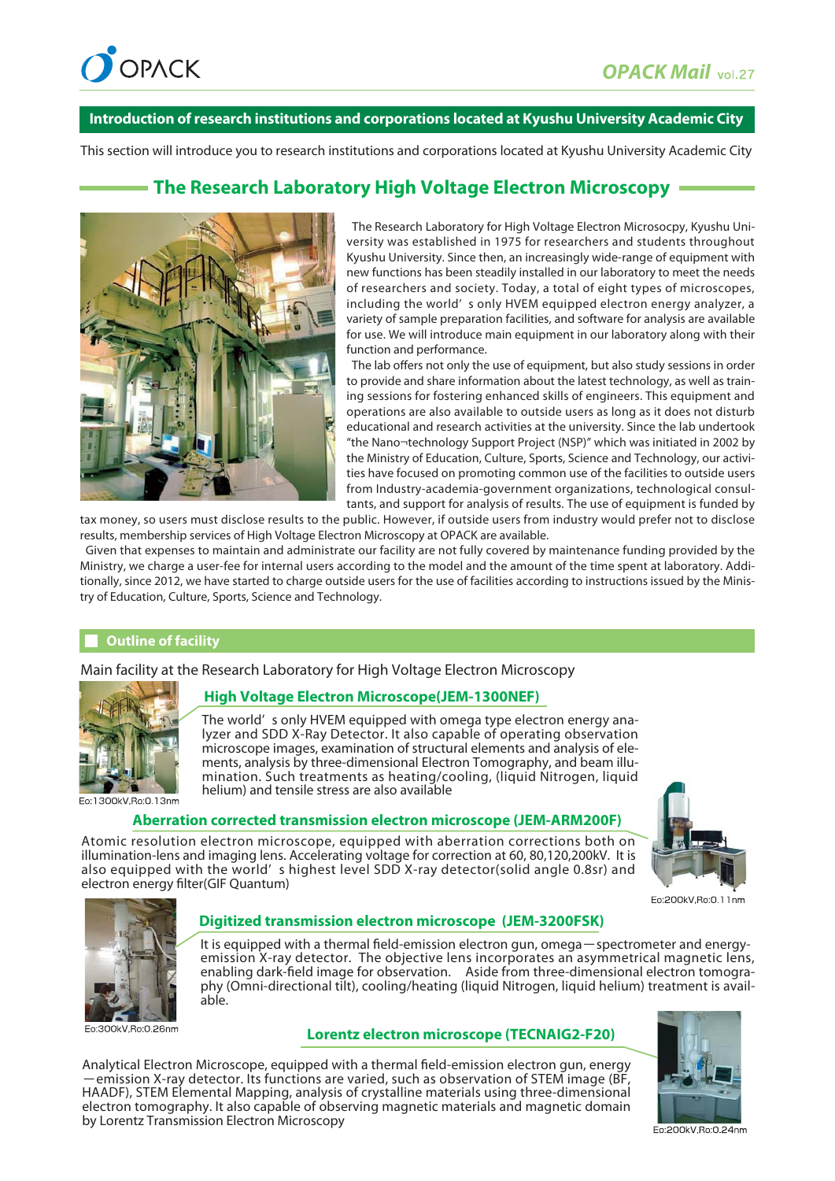## Introduction of research institutions and corporations located at Kyushu University Academic City

This section will introduce you to research institutions and corporations located at Kyushu University Academic City

# The Research Laboratory High Voltage Electron Microscopy

The Research Laboratory for High Voltage Electron Microsocpy, Kyushu University was established in 1975 for researchers and students throughout Kyushu University. Since then, an increasingly wide-range of equipment with new functions has been steadily installed in our laboratory to meet the needs of researchers and society. Today, a total of eight types of microscopes, including the world' s only HVEM equipped electron energy analyzer, a variety of sample preparation facilities, and software for analysis are available for use. We will introduce main equipment in our laboratory along with their function and performance.

The lab offers not only the use of equipment, but also study sessions in order to provide and share information about the latest technology, as well as training sessions for fostering enhanced skills of engineers. This equipment and operations are also available to outside users as long as it does not disturb educational and research activities at the university. Since the lab undertook "the Nano¬technology Support Project (NSP)" which was initiated in 2002 by the Ministry of Education, Culture, Sports, Science and Technology, our activities have focused on promoting common use of the facilities to outside users from Industry-academia-government organizations, technological consultants, and support for analysis of results. The use of equipment is funded by tax money, so users must disclose results to the public. However, if outside users from industry would prefer not to disclose results, membership services of High Voltage Electron Microscopy at OPACK are available.

Given that expenses to maintain and administrate our facility are not fully covered by maintenance funding provided by the Ministry, we charge a user-fee for internal users according to the model and the amount of the time spent at laboratory. Additionally, since 2012, we have started to charge outside users for the use of facilities according to instructions issued by the Ministry of Education, Culture, Sports, Science and Technology.

## Outline of facility

Main facility at the Research Laboratory for High Voltage Electron Microscopy

### High Voltage Electron Microscope(JEM-1300NEF)

The world' s only HVEM equipped with omega type electron energy analyzer and SDD X-Ray Detector. It also capable of operating observation microscope images, examination of structural elements and analysis of elements, analysis by three-dimensional Electron Tomography, and beam illumination. Such treatments as heating/cooling, (liquid Nitrogen, liquid helium) and tensile stress are also available

Eo:1300kV,Ro:0.13nm

### Aberration corrected transmission electron microscope (JEM-ARM200F)

Atomic resolution electron microscope, equipped with aberration corrections both on illumination-lens and imaging lens. Accelerating voltage for correction at 60, 80,120,200kV. It is also equipped with the world' s highest level SDD X-ray detector(solid angle 0.8sr) and electron energy filter(GIF Quantum)

Eo:200kV,Ro:0.11nm

### Digitized transmission electron microscope (JEM-3200FSK)

It is equipped with a thermal field-emission electron gun, omega—spectrometer and energy-emission X-ray detector. The objective lens incorporates an asymmetrical magnetic lens, enabling dark-field image for observation. Aside from three-dimensional electron tomography (Omni-directional tilt), cooling/heating (liquid Nitrogen, liquid helium) treatment is available.

Eo:300kV,Ro:0.26nm

### Lorentz electron microscope (TECNAIG2-F20)

Analytical Electron Microscope, equipped with a thermal field-emission electron gun, energy—emission X-ray detector. Its functions are varied, such as observation of STEM image (BF, HAADF), STEM Elemental Mapping, analysis of crystalline materials using three-dimensional electron tomography. It also capable of observing magnetic materials and magnetic domain by Lorentz Transmission Electron Microscopy

Eo:200kV,Ro:0.24nm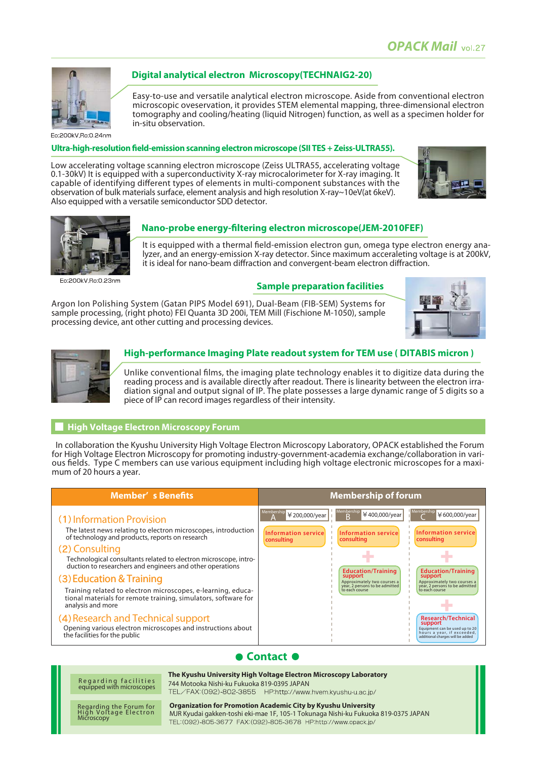### Digital analytical electron Microscopy(TECHNAIG2-20)

Eo:200kV,Ro:0.24nm

Easy-to-use and versatile analytical electron microscope. Aside from conventional electron microscopic oveservation, it provides STEM elemental mapping, three-dimensional electron tomography and cooling/heating (liquid Nitrogen) function, as well as a specimen holder for in-situ observation.

### Ultra-high-resolution field-emission scanning electron microscope (SII TES + Zeiss-ULTRA55).

Low accelerating voltage scanning electron microscope (Zeiss ULTRA55, accelerating voltage 0.1-30kV) It is equipped with a superconductivity X-ray microcalorimeter for X-ray imaging. It capable of identifying different types of elements in multi-component substances with the observation of bulk materials surface, element analysis and high resolution X-ray~10eV(at 6keV). Also equipped with a versatile semiconductor SDD detector.

### Nano-probe energy-filtering electron microscope(JEM-2010FEF)

Eo:200kV,Ro:0.23nm

It is equipped with a thermal field-emission electron gun, omega type electron energy analyzer, and an energy-emission X-ray detector. Since maximum accelerating voltage is at 200kV, it is ideal for nano-beam diffraction and convergent-beam electron diffraction.

### Sample preparation facilities

Argon Ion Polishing System (Gatan PIPS Model 691), Dual-Beam (FIB-SEM) Systems for sample processing, (right photo) FEI Quanta 3D 200i, TEM Mill (Fischione M-1050), sample processing device, ant other cutting and processing devices.

### High-performance Imaging Plate readout system for TEM use ( DITABIS micron )

Unlike conventional films, the imaging plate technology enables it to digitize data during the reading process and is available directly after readout. There is linearity between the electron irradiation signal and output signal of IP. The plate possesses a large dynamic range of 5 digits so a piece of IP can record images regardless of their intensity.

## High Voltage Electron Microscopy Forum

In collaboration the Kyushu University High Voltage Electron Microscopy Laboratory, OPACK established the Forum for High Voltage Electron Microscopy for promoting industry-government-academia exchange/collaboration in various fields. Type C members can use various equipment including high voltage electronic microscopes for a maximum of 20 hours a year.

| Member's Benefits | Membership A ¥200,000/year | Membership B ¥400,000/year | Membership C ¥600,000/year |
|---|---|---|---|
| (1) Information Provision<br>The latest news relating to electron microscopes, introduction of technology and products, reports on research | Information service consulting | Information service consulting | Information service consulting |
| (2) Consulting<br>Technological consultants related to electron microscope, introduction to researchers and engineers and other operations | | | |
| (3) Education & Training<br>Training related to electron microscopes, e-learning, educational materials for remote training, simulators, software for analysis and more | | + Education/Training support<br>Approximately two courses a year, 2 persons to be admitted to each course | + Education/Training support<br>Approximately two courses a year, 2 persons to be admitted to each course |
| (4) Research and Technical support<br>Opening various electron microscopes and instructions about the facilities for the public | | | + Research/Technical support<br>Equipment can be used up to 20 hours a year, if exceeded, additional charges will be added |

## Contact

**Regarding facilities equipped with microscopes**

**The Kyushu University High Voltage Electron Microscopy Laboratory**
744 Motooka Nishi-ku Fukuoka 819-0395 JAPAN
TEL／FAX:(092)-802-3855 HP:http://www.hvem.kyushu-u.ac.jp/

**Regarding the Forum for High Voltage Electron Microscopy**

**Organization for Promotion Academic City by Kyushu University**
MJR Kyudai gakken-toshi eki-mae 1F, 105-1 Tokunaga Nishi-ku Fukuoka 819-0375 JAPAN
TEL:(092)-805-3677 FAX:(092)-805-3678 HP:http://www.opack.jp/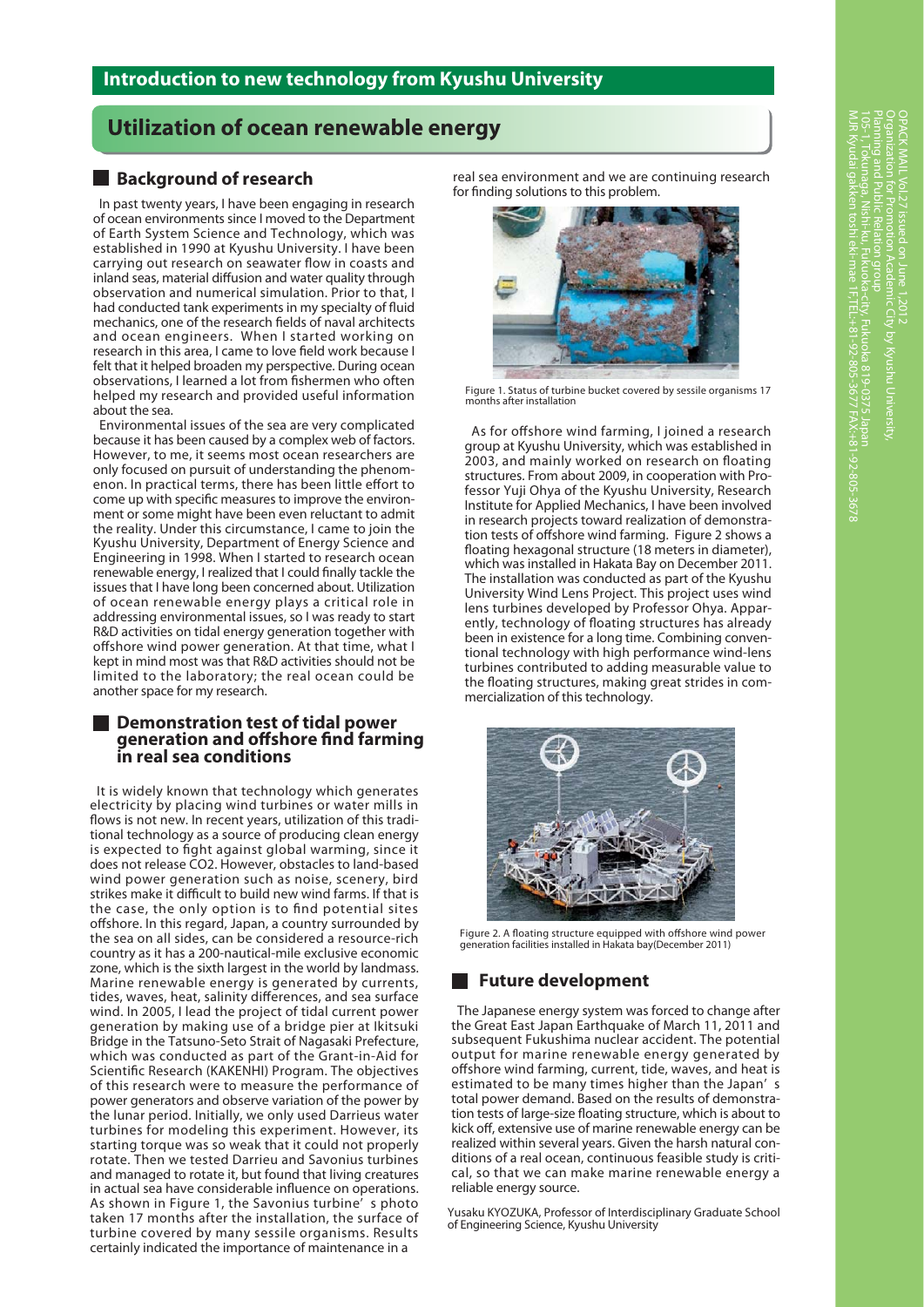# Introduction to new technology from Kyushu University

## Utilization of ocean renewable energy

### Background of research

In past twenty years, I have been engaging in research of ocean environments since I moved to the Department of Earth System Science and Technology, which was established in 1990 at Kyushu University. I have been carrying out research on seawater flow in coasts and inland seas, material diffusion and water quality through observation and numerical simulation. Prior to that, I had conducted tank experiments in my specialty of fluid mechanics, one of the research fields of naval architects and ocean engineers. When I started working on research in this area, I came to love field work because I felt that it helped broaden my perspective. During ocean observations, I learned a lot from fishermen who often helped my research and provided useful information about the sea.

Environmental issues of the sea are very complicated because it has been caused by a complex web of factors. However, to me, it seems most ocean researchers are only focused on pursuit of understanding the phenomenon. In practical terms, there has been little effort to come up with specific measures to improve the environment or some might have been even reluctant to admit the reality. Under this circumstance, I came to join the Kyushu University, Department of Energy Science and Engineering in 1998. When I started to research ocean renewable energy, I realized that I could finally tackle the issues that I have long been concerned about. Utilization of ocean renewable energy plays a critical role in addressing environmental issues, so I was ready to start R&D activities on tidal energy generation together with offshore wind power generation. At that time, what I kept in mind most was that R&D activities should not be limited to the laboratory; the real ocean could be another space for my research.

### Demonstration test of tidal power generation and offshore find farming in real sea conditions

It is widely known that technology which generates electricity by placing wind turbines or water mills in flows is not new. In recent years, utilization of this traditional technology as a source of producing clean energy is expected to fight against global warming, since it does not release CO2. However, obstacles to land-based wind power generation such as noise, scenery, bird strikes make it difficult to build new wind farms. If that is the case, the only option is to find potential sites offshore. In this regard, Japan, a country surrounded by the sea on all sides, can be considered a resource-rich country as it has a 200-nautical-mile exclusive economic zone, which is the sixth largest in the world by landmass. Marine renewable energy is generated by currents, tides, waves, heat, salinity differences, and sea surface wind. In 2005, I lead the project of tidal current power generation by making use of a bridge pier at Ikitsuki Bridge in the Tatsuno-Seto Strait of Nagasaki Prefecture, which was conducted as part of the Grant-in-Aid for Scientific Research (KAKENHI) Program. The objectives of this research were to measure the performance of power generators and observe variation of the power by the lunar period. Initially, we only used Darrieus water turbines for modeling this experiment. However, its starting torque was so weak that it could not properly rotate. Then we tested Darrieu and Savonius turbines and managed to rotate it, but found that living creatures in actual sea have considerable influence on operations. As shown in Figure 1, the Savonius turbine' s photo taken 17 months after the installation, the surface of turbine covered by many sessile organisms. Results certainly indicated the importance of maintenance in a real sea environment and we are continuing research for finding solutions to this problem.

Figure 1. Status of turbine bucket covered by sessile organisms 17 months after installation

As for offshore wind farming, I joined a research group at Kyushu University, which was established in 2003, and mainly worked on research on floating structures. From about 2009, in cooperation with Professor Yuji Ohya of the Kyushu University, Research Institute for Applied Mechanics, I have been involved in research projects toward realization of demonstration tests of offshore wind farming. Figure 2 shows a floating hexagonal structure (18 meters in diameter), which was installed in Hakata Bay on December 2011. The installation was conducted as part of the Kyushu University Wind Lens Project. This project uses wind lens turbines developed by Professor Ohya. Apparently, technology of floating structures has already been in existence for a long time. Combining conventional technology with high performance wind-lens turbines contributed to adding measurable value to the floating structures, making great strides in commercialization of this technology.

Figure 2. A floating structure equipped with offshore wind power generation facilities installed in Hakata bay(December 2011)

### Future development

The Japanese energy system was forced to change after the Great East Japan Earthquake of March 11, 2011 and subsequent Fukushima nuclear accident. The potential output for marine renewable energy generated by offshore wind farming, current, tide, waves, and heat is estimated to be many times higher than the Japan' s total power demand. Based on the results of demonstration tests of large-size floating structure, which is about to kick off, extensive use of marine renewable energy can be realized within several years. Given the harsh natural conditions of a real ocean, continuous feasible study is critical, so that we can make marine renewable energy a reliable energy source.

Yusaku KYOZUKA, Professor of Interdisciplinary Graduate School of Engineering Science, Kyushu University

OPACK MAIL Vol.27 issued on June 1,2012
Organization for Promotion Academic City by Kyushu University,
Planning and Public Relation group
105-1,Tokunaga, Nishi-ku, Fukuoka-city, Fukuoka 819-0375 Japan
MJR Kyudai gakken toshi eki-mae 1F,TEL:+81-92-805-3677 FAX:+81-92-805-3678